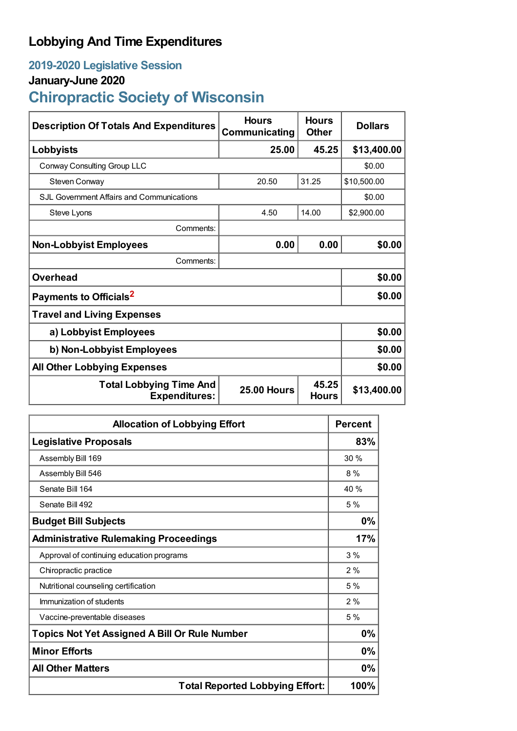# Lobbying And Time Expenditures

## 2019-2020 Legislative Session

### January-June 2020

## Chiropractic Society of Wisconsin

| Description Of Totals And Expenditures | Hours Communicating | Hours Other | Dollars |
|---|---|---|---|
| **Lobbyists** | **25.00** | **45.25** | **$13,400.00** |
| Conway Consulting Group LLC | | | $0.00 |
| Steven Conway | 20.50 | 31.25 | $10,500.00 |
| SJL Government Affairs and Communications | | | $0.00 |
| Steve Lyons | 4.50 | 14.00 | $2,900.00 |
| Comments: | | | |
| **Non-Lobbyist Employees** | **0.00** | **0.00** | **$0.00** |
| Comments: | | | |
| **Overhead** | | | **$0.00** |
| **Payments to Officials**[2] | | | **$0.00** |
| **Travel and Living Expenses** | | | |
| **a) Lobbyist Employees** | | | **$0.00** |
| **b) Non-Lobbyist Employees** | | | **$0.00** |
| **All Other Lobbying Expenses** | | | **$0.00** |
| **Total Lobbying Time And Expenditures:** | **25.00 Hours** | **45.25 Hours** | **$13,400.00** |

| Allocation of Lobbying Effort | Percent |
|---|---|
| **Legislative Proposals** | **83%** |
| Assembly Bill 169 | 30 % |
| Assembly Bill 546 | 8 % |
| Senate Bill 164 | 40 % |
| Senate Bill 492 | 5 % |
| **Budget Bill Subjects** | **0%** |
| **Administrative Rulemaking Proceedings** | **17%** |
| Approval of continuing education programs | 3 % |
| Chiropractic practice | 2 % |
| Nutritional counseling certification | 5 % |
| Immunization of students | 2 % |
| Vaccine-preventable diseases | 5 % |
| **Topics Not Yet Assigned A Bill Or Rule Number** | **0%** |
| **Minor Efforts** | **0%** |
| **All Other Matters** | **0%** |
| **Total Reported Lobbying Effort:** | **100%** |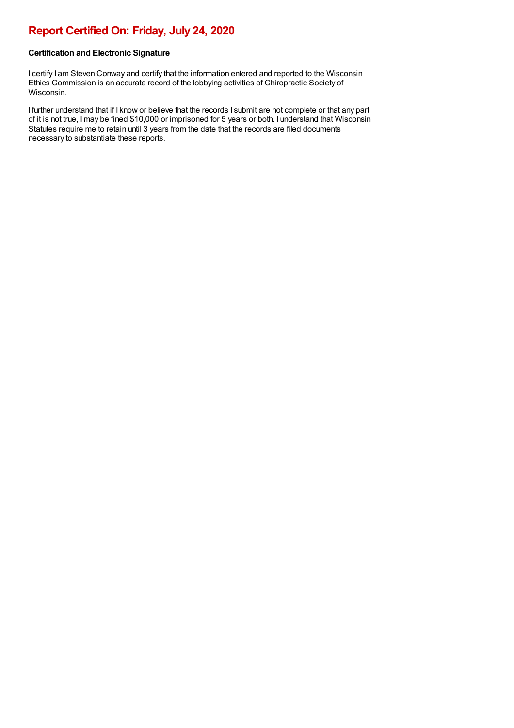# Report Certified On: Friday, July 24, 2020

**Certification and Electronic Signature**

I certify I am Steven Conway and certify that the information entered and reported to the Wisconsin Ethics Commission is an accurate record of the lobbying activities of Chiropractic Society of Wisconsin.

I further understand that if I know or believe that the records I submit are not complete or that any part of it is not true, I may be fined $10,000 or imprisoned for 5 years or both. I understand that Wisconsin Statutes require me to retain until 3 years from the date that the records are filed documents necessary to substantiate these reports.